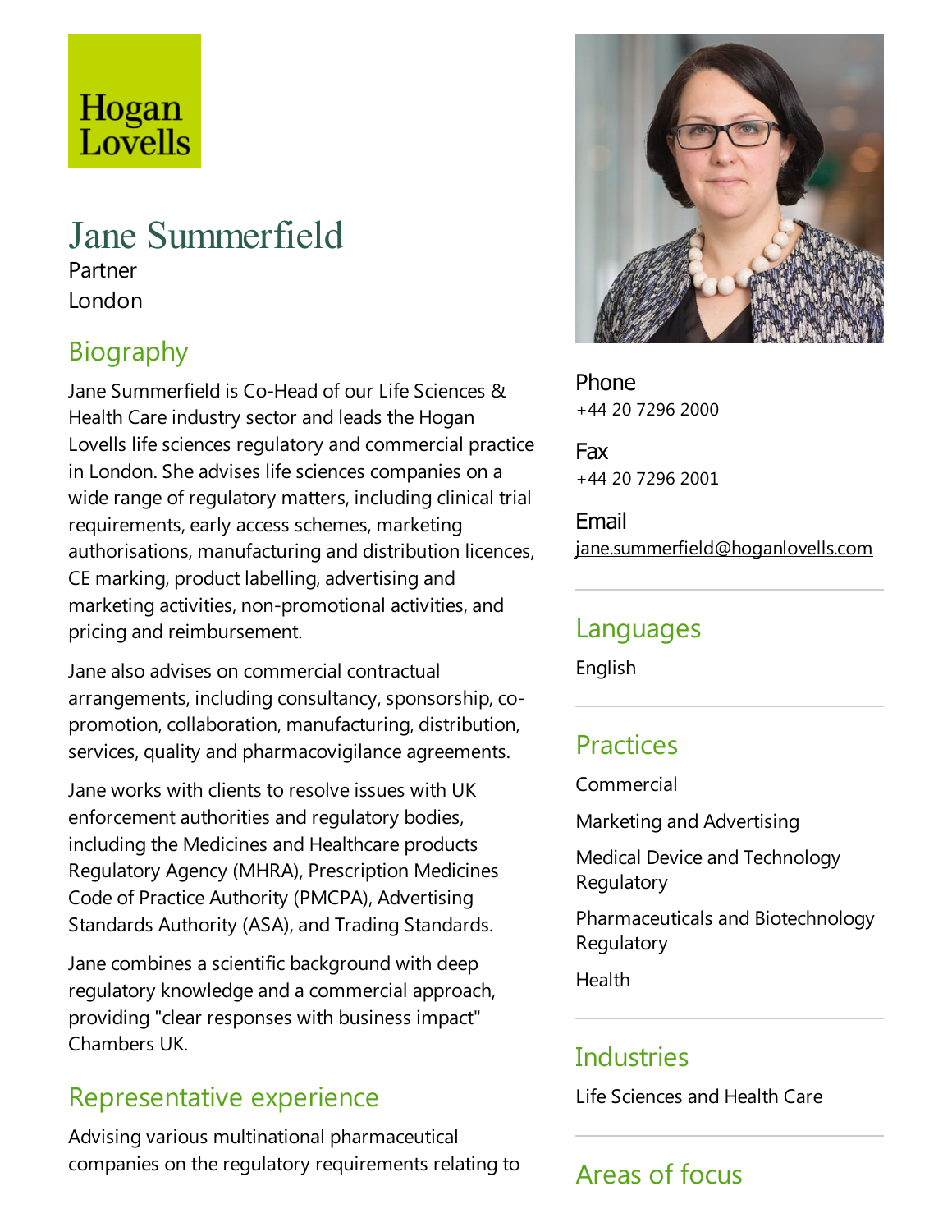Hogan Lovells

# Jane Summerfield

Partner
London

## Biography

Jane Summerfield is Co-Head of our Life Sciences & Health Care industry sector and leads the Hogan Lovells life sciences regulatory and commercial practice in London. She advises life sciences companies on a wide range of regulatory matters, including clinical trial requirements, early access schemes, marketing authorisations, manufacturing and distribution licences, CE marking, product labelling, advertising and marketing activities, non-promotional activities, and pricing and reimbursement.

Jane also advises on commercial contractual arrangements, including consultancy, sponsorship, co-promotion, collaboration, manufacturing, distribution, services, quality and pharmacovigilance agreements.

Jane works with clients to resolve issues with UK enforcement authorities and regulatory bodies, including the Medicines and Healthcare products Regulatory Agency (MHRA), Prescription Medicines Code of Practice Authority (PMCPA), Advertising Standards Authority (ASA), and Trading Standards.

Jane combines a scientific background with deep regulatory knowledge and a commercial approach, providing "clear responses with business impact" Chambers UK.

## Representative experience

Advising various multinational pharmaceutical companies on the regulatory requirements relating to

**Phone**
+44 20 7296 2000

**Fax**
+44 20 7296 2001

**Email**
jane.summerfield@hoganlovells.com

## Languages

English

## Practices

Commercial

Marketing and Advertising

Medical Device and Technology Regulatory

Pharmaceuticals and Biotechnology Regulatory

Health

## Industries

Life Sciences and Health Care

## Areas of focus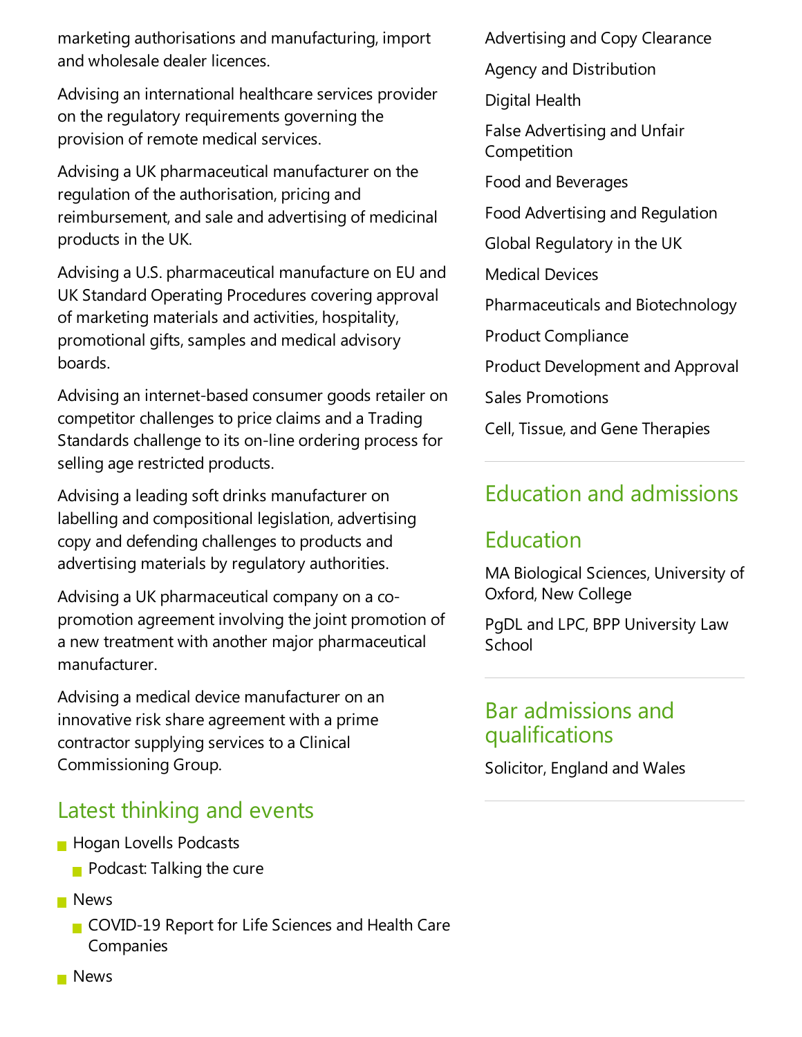marketing authorisations and manufacturing, import and wholesale dealer licences.

Advising an international healthcare services provider on the regulatory requirements governing the provision of remote medical services.

Advising a UK pharmaceutical manufacturer on the regulation of the authorisation, pricing and reimbursement, and sale and advertising of medicinal products in the UK.

Advising a U.S. pharmaceutical manufacture on EU and UK Standard Operating Procedures covering approval of marketing materials and activities, hospitality, promotional gifts, samples and medical advisory boards.

Advising an internet-based consumer goods retailer on competitor challenges to price claims and a Trading Standards challenge to its on-line ordering process for selling age restricted products.

Advising a leading soft drinks manufacturer on labelling and compositional legislation, advertising copy and defending challenges to products and advertising materials by regulatory authorities.

Advising a UK pharmaceutical company on a co-promotion agreement involving the joint promotion of a new treatment with another major pharmaceutical manufacturer.

Advising a medical device manufacturer on an innovative risk share agreement with a prime contractor supplying services to a Clinical Commissioning Group.

## Latest thinking and events

- Hogan Lovells Podcasts
  - Podcast: Talking the cure
- News
  - COVID-19 Report for Life Sciences and Health Care Companies
- News

Advertising and Copy Clearance

Agency and Distribution

Digital Health

False Advertising and Unfair Competition

Food and Beverages

Food Advertising and Regulation

Global Regulatory in the UK

Medical Devices

Pharmaceuticals and Biotechnology

Product Compliance

Product Development and Approval

Sales Promotions

Cell, Tissue, and Gene Therapies

## Education and admissions

## Education

MA Biological Sciences, University of Oxford, New College

PgDL and LPC, BPP University Law School

## Bar admissions and qualifications

Solicitor, England and Wales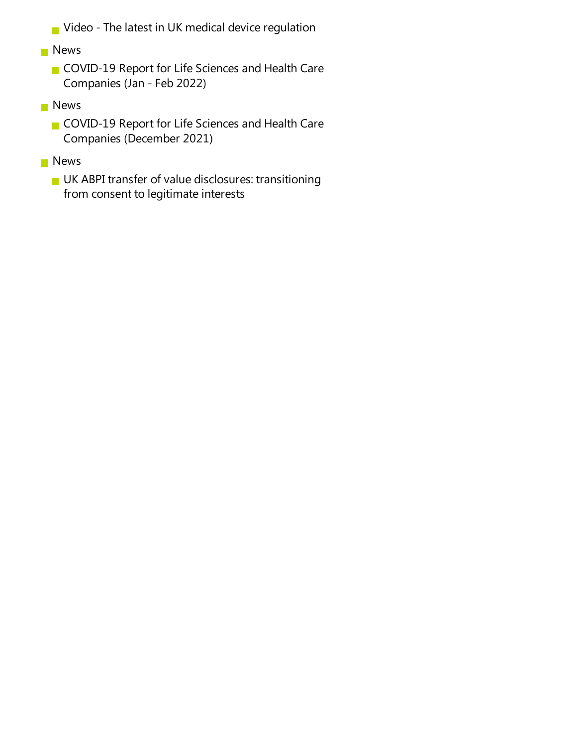- Video - The latest in UK medical device regulation
- News
    - COVID-19 Report for Life Sciences and Health Care Companies (Jan - Feb 2022)
- News
    - COVID-19 Report for Life Sciences and Health Care Companies (December 2021)
- News
    - UK ABPI transfer of value disclosures: transitioning from consent to legitimate interests